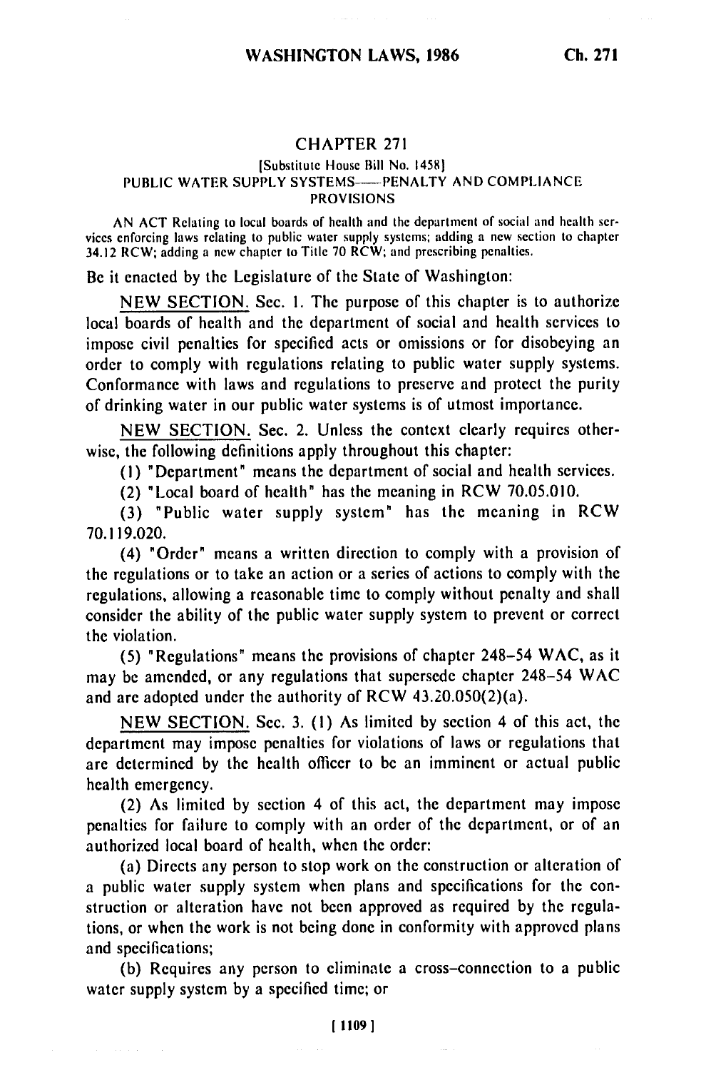## CHAPTER 271

[Substitute House Bill No. 1458]

PUBLIC WATER SUPPLY SYSTEMS—PENALTY AND COMPLIANCE PROVISIONS

AN ACT Relating to local boards of health and the department of social and health services enforcing laws relating to public water supply systems; adding a new section to chapter 34.12 RCW; adding a new chapter to Title 70 RCW; and prescribing penalties.

Be it enacted by the Legislature of the State of Washington:

NEW SECTION. Sec. 1. The purpose of this chapter is to authorize local boards of health and the department of social and health services to impose civil penalties for specified acts or omissions or for disobeying an order to comply with regulations relating to public water supply systems. Conformance with laws and regulations to preserve and protect the purity of drinking water in our public water systems is of utmost importance.

NEW SECTION. Sec. 2. Unless the context clearly requires otherwise, the following definitions apply throughout this chapter:

(1) "Department" means the department of social and health services.

(2) "Local board of health" has the meaning in RCW 70.05.010.

(3) "Public water supply system" has the meaning in RCW 70.119.020.

(4) "Order" means a written direction to comply with a provision of the regulations or to take an action or a series of actions to comply with the regulations, allowing a reasonable time to comply without penalty and shall consider the ability of the public water supply system to prevent or correct the violation.

(5) "Regulations" means the provisions of chapter 248-54 WAC, as it may be amended, or any regulations that supersede chapter 248-54 WAC and are adopted under the authority of RCW 43.20.050(2)(a).

NEW SECTION. Sec. 3. (1) As limited by section 4 of this act, the department may impose penalties for violations of laws or regulations that are determined by the health officer to be an imminent or actual public health emergency.

(2) As limited by section 4 of this act, the department may impose penalties for failure to comply with an order of the department, or of an authorized local board of health, when the order:

(a) Directs any person to stop work on the construction or alteration of a public water supply system when plans and specifications for the construction or alteration have not been approved as required by the regulations, or when the work is not being done in conformity with approved plans and specifications;

(b) Requires any person to eliminate a cross-connection to a public water supply system by a specified time; or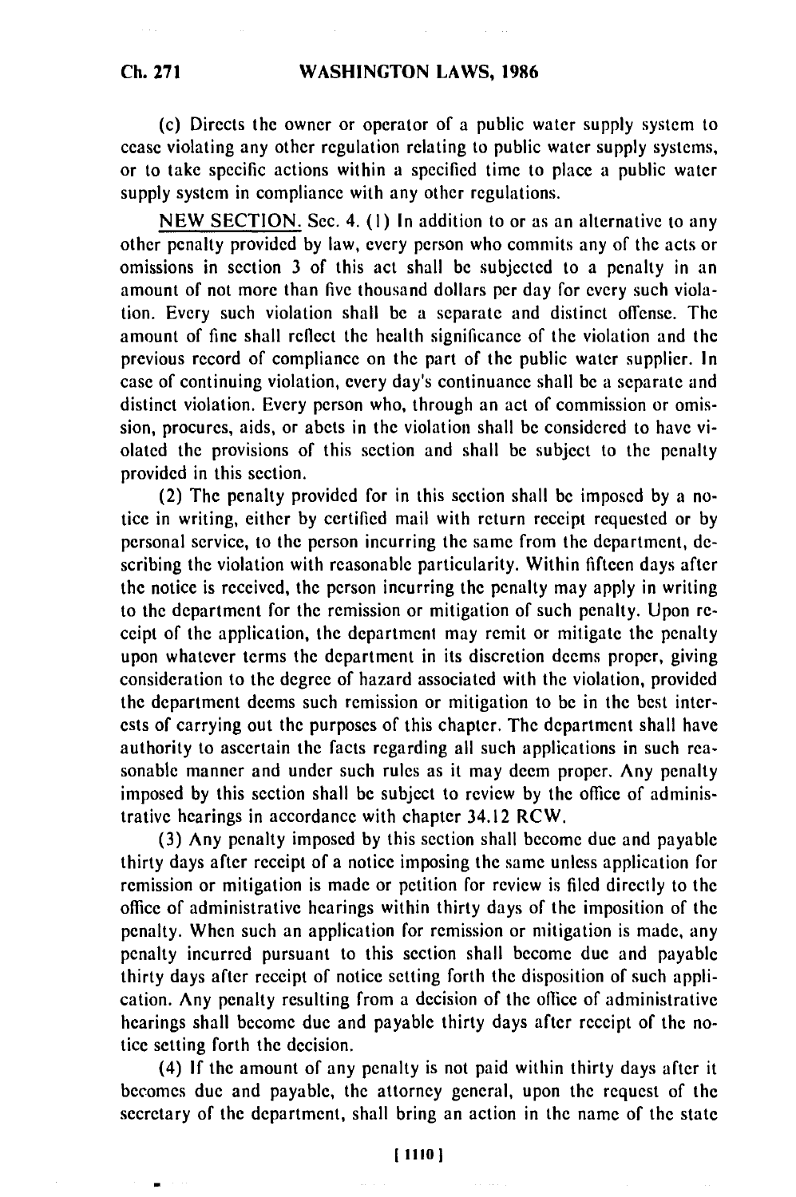(c) Directs the owner or operator of a public water supply system to cease violating any other regulation relating to public water supply systems, or to take specific actions within a specified time to place a public water supply system in compliance with any other regulations.

NEW SECTION. Sec. 4. (1) In addition to or as an alternative to any other penalty provided by law, every person who commits any of the acts or omissions in section 3 of this act shall be subjected to a penalty in an amount of not more than five thousand dollars per day for every such violation. Every such violation shall be a separate and distinct offense. The amount of fine shall reflect the health significance of the violation and the previous record of compliance on the part of the public water supplier. In case of continuing violation, every day's continuance shall be a separate and distinct violation. Every person who, through an act of commission or omission, procures, aids, or abets in the violation shall be considered to have violated the provisions of this section and shall be subject to the penalty provided in this section.

(2) The penalty provided for in this section shall be imposed by a notice in writing, either by certified mail with return receipt requested or by personal service, to the person incurring the same from the department, describing the violation with reasonable particularity. Within fifteen days after the notice is received, the person incurring the penalty may apply in writing to the department for the remission or mitigation of such penalty. Upon receipt of the application, the department may remit or mitigate the penalty upon whatever terms the department in its discretion deems proper, giving consideration to the degree of hazard associated with the violation, provided the department deems such remission or mitigation to be in the best interests of carrying out the purposes of this chapter. The department shall have authority to ascertain the facts regarding all such applications in such reasonable manner and under such rules as it may deem proper. Any penalty imposed by this section shall be subject to review by the office of administrative hearings in accordance with chapter 34.12 RCW.

(3) Any penalty imposed by this section shall become due and payable thirty days after receipt of a notice imposing the same unless application for remission or mitigation is made or petition for review is filed directly to the office of administrative hearings within thirty days of the imposition of the penalty. When such an application for remission or mitigation is made, any penalty incurred pursuant to this section shall become due and payable thirty days after receipt of notice setting forth the disposition of such application. Any penalty resulting from a decision of the office of administrative hearings shall become due and payable thirty days after receipt of the notice setting forth the decision.

(4) If the amount of any penalty is not paid within thirty days after it becomes due and payable, the attorney general, upon the request of the secretary of the department, shall bring an action in the name of the state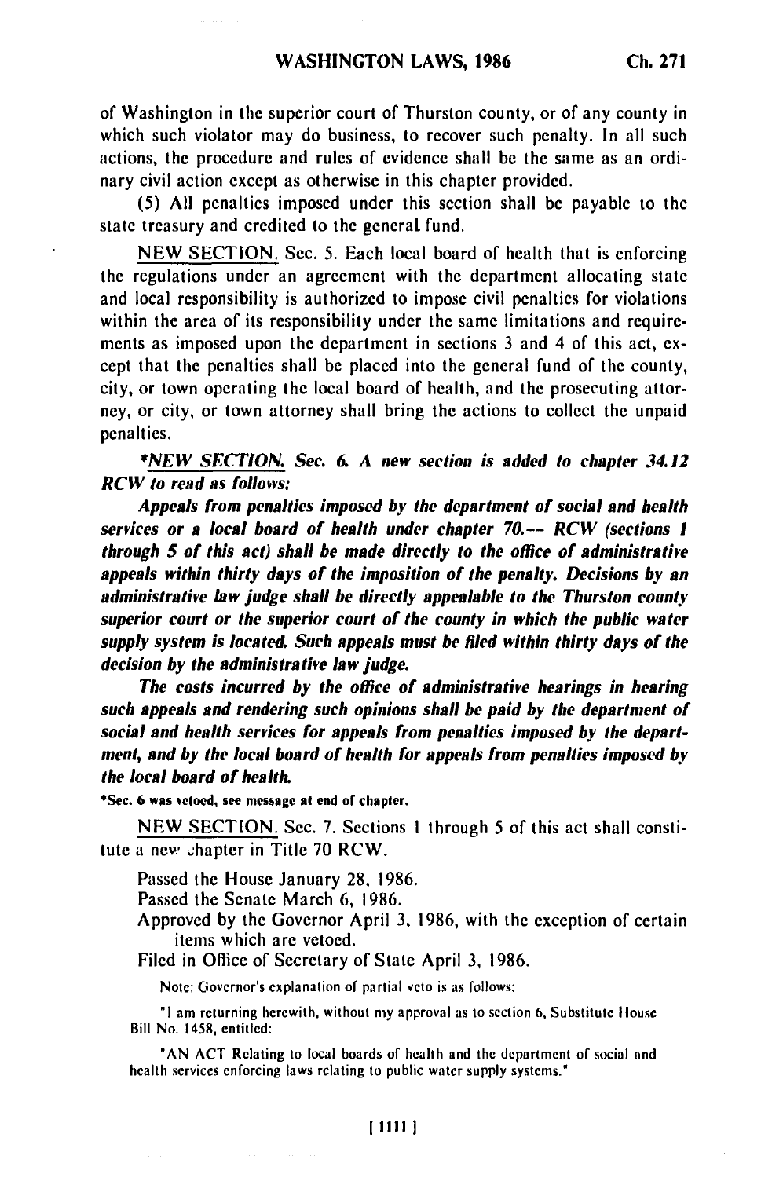of Washington in the superior court of Thurston county, or of any county in which such violator may do business, to recover such penalty. In all such actions, the procedure and rules of evidence shall be the same as an ordinary civil action except as otherwise in this chapter provided.

(5) All penalties imposed under this section shall be payable to the state treasury and credited to the general fund.

NEW SECTION. Sec. 5. Each local board of health that is enforcing the regulations under an agreement with the department allocating state and local responsibility is authorized to impose civil penalties for violations within the area of its responsibility under the same limitations and requirements as imposed upon the department in sections 3 and 4 of this act, except that the penalties shall be placed into the general fund of the county, city, or town operating the local board of health, and the prosecuting attorney, or city, or town attorney shall bring the actions to collect the unpaid penalties.

**\*NEW SECTION. Sec. 6. A new section is added to chapter 34.12 RCW to read as follows:**

***Appeals from penalties imposed by the department of social and health services or a local board of health under chapter 70.-- RCW (sections 1 through 5 of this act) shall be made directly to the office of administrative appeals within thirty days of the imposition of the penalty. Decisions by an administrative law judge shall be directly appealable to the Thurston county superior court or the superior court of the county in which the public water supply system is located. Such appeals must be filed within thirty days of the decision by the administrative law judge.***

***The costs incurred by the office of administrative hearings in hearing such appeals and rendering such opinions shall be paid by the department of social and health services for appeals from penalties imposed by the department, and by the local board of health for appeals from penalties imposed by the local board of health.***

*Sec. 6 was vetoed, see message at end of chapter.

NEW SECTION. Sec. 7. Sections 1 through 5 of this act shall constitute a new chapter in Title 70 RCW.

Passed the House January 28, 1986.
Passed the Senate March 6, 1986.
Approved by the Governor April 3, 1986, with the exception of certain items which are vetoed.
Filed in Office of Secretary of State April 3, 1986.

Note: Governor's explanation of partial veto is as follows:

"I am returning herewith, without my approval as to section 6, Substitute House Bill No. 1458, entitled:

"AN ACT Relating to local boards of health and the department of social and health services enforcing laws relating to public water supply systems."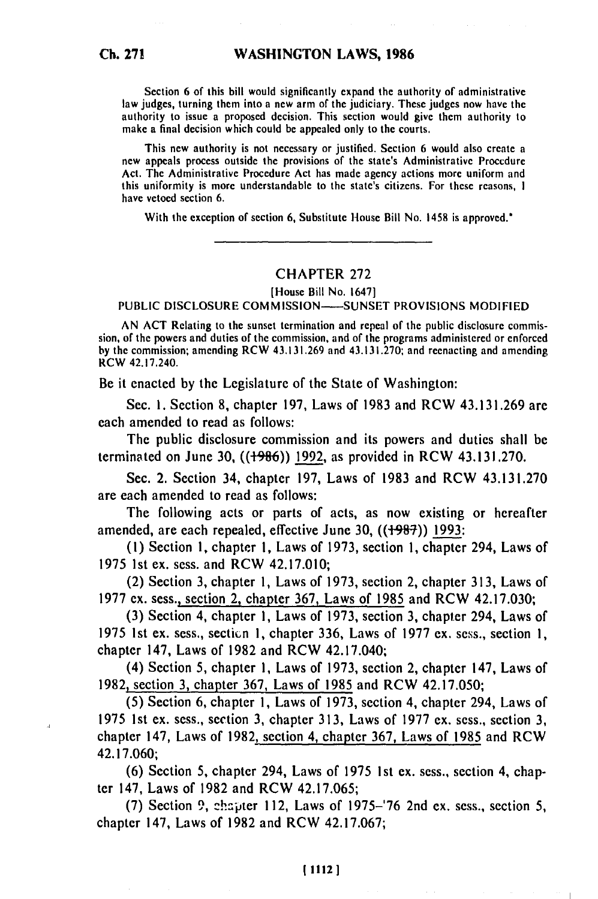Section 6 of this bill would significantly expand the authority of administrative law judges, turning them into a new arm of the judiciary. These judges now have the authority to issue a proposed decision. This section would give them authority to make a final decision which could be appealed only to the courts.

This new authority is not necessary or justified. Section 6 would also create a new appeals process outside the provisions of the state's Administrative Procedure Act. The Administrative Procedure Act has made agency actions more uniform and this uniformity is more understandable to the state's citizens. For these reasons, I have vetoed section 6.

With the exception of section 6, Substitute House Bill No. 1458 is approved."

---

## CHAPTER 272

[House Bill No. 1647]

PUBLIC DISCLOSURE COMMISSION——SUNSET PROVISIONS MODIFIED

AN ACT Relating to the sunset termination and repeal of the public disclosure commission, of the powers and duties of the commission, and of the programs administered or enforced by the commission; amending RCW 43.131.269 and 43.131.270; and reenacting and amending RCW 42.17.240.

Be it enacted by the Legislature of the State of Washington:

Sec. 1. Section 8, chapter 197, Laws of 1983 and RCW 43.131.269 are each amended to read as follows:

The public disclosure commission and its powers and duties shall be terminated on June 30, ((~~1986~~)) 1992, as provided in RCW 43.131.270.

Sec. 2. Section 34, chapter 197, Laws of 1983 and RCW 43.131.270 are each amended to read as follows:

The following acts or parts of acts, as now existing or hereafter amended, are each repealed, effective June 30, ((~~1987~~)) 1993:

(1) Section 1, chapter 1, Laws of 1973, section 1, chapter 294, Laws of 1975 1st ex. sess. and RCW 42.17.010;

(2) Section 3, chapter 1, Laws of 1973, section 2, chapter 313, Laws of 1977 ex. sess., section 2, chapter 367, Laws of 1985 and RCW 42.17.030;

(3) Section 4, chapter 1, Laws of 1973, section 3, chapter 294, Laws of 1975 1st ex. sess., section 1, chapter 336, Laws of 1977 ex. sess., section 1, chapter 147, Laws of 1982 and RCW 42.17.040;

(4) Section 5, chapter 1, Laws of 1973, section 2, chapter 147, Laws of 1982, section 3, chapter 367, Laws of 1985 and RCW 42.17.050;

(5) Section 6, chapter 1, Laws of 1973, section 4, chapter 294, Laws of 1975 1st ex. sess., section 3, chapter 313, Laws of 1977 ex. sess., section 3, chapter 147, Laws of 1982, section 4, chapter 367, Laws of 1985 and RCW 42.17.060;

(6) Section 5, chapter 294, Laws of 1975 1st ex. sess., section 4, chapter 147, Laws of 1982 and RCW 42.17.065;

(7) Section 9, chapter 112, Laws of 1975–'76 2nd ex. sess., section 5, chapter 147, Laws of 1982 and RCW 42.17.067;